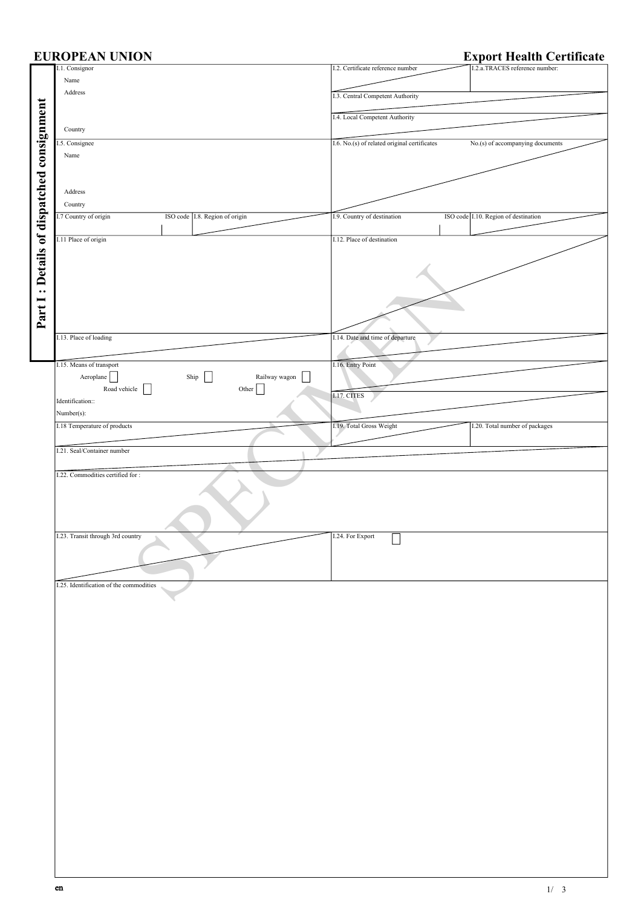# EUROPEAN UNION

# Export Health Certificate

**Part I : Details of dispatched consignment**

| | |
|---|---|
| I.1. Consignor<br>Name<br>Address<br>Country | I.2. Certificate reference number / I.2.a.TRACES reference number:<br>I.3. Central Competent Authority<br>I.4. Local Competent Authority |
| I.5. Consignee<br>Name<br>Address<br>Country | I.6. No.(s) of related original certificates / No.(s) of accompanying documents |
| I.7 Country of origin / ISO code / I.8. Region of origin | I.9. Country of destination / ISO code / I.10. Region of destination |
| I.11 Place of origin | I.12. Place of destination |
| I.13. Place of loading | I.14. Date and time of departure |
| I.15. Means of transport<br>Aeroplane ☐ Ship ☐ Railway wagon ☐<br>Road vehicle ☐ Other ☐<br>Identification::<br>Number(s): | I.16. Entry Point<br>I.17. CITES |
| I.18 Temperature of products | I.19. Total Gross Weight / I.20. Total number of packages |
| I.21. Seal/Container number | |
| I.22. Commodities certified for : | |
| I.23. Transit through 3rd country | I.24. For Export ☐ |
| I.25. Identification of the commodities | |

SPECIMEN

en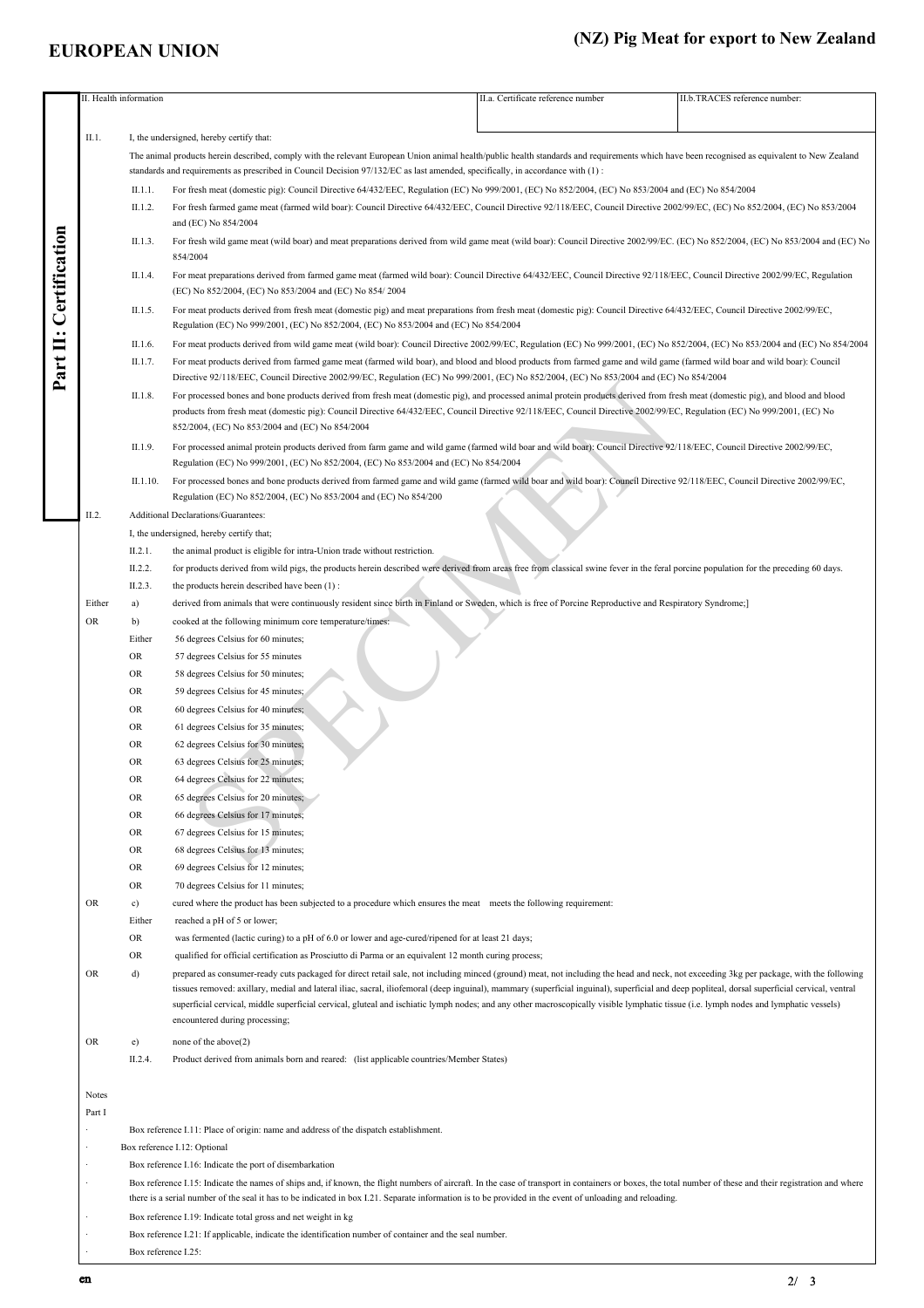# EUROPEAN UNION

## (NZ) Pig Meat for export to New Zealand

**Part II: Certification**

| II. Health information | II.a. Certificate reference number | II.b. TRACES reference number: |
|---|---|---|
| | | |

II.1. I, the undersigned, hereby certify that:

The animal products herein described, comply with the relevant European Union animal health/public health standards and requirements which have been recognised as equivalent to New Zealand standards and requirements as prescribed in Council Decision 97/132/EC as last amended, specifically, in accordance with (1) :

- II.1.1. For fresh meat (domestic pig): Council Directive 64/432/EEC, Regulation (EC) No 999/2001, (EC) No 852/2004, (EC) No 853/2004 and (EC) No 854/2004
- II.1.2. For fresh farmed game meat (farmed wild boar): Council Directive 64/432/EEC, Council Directive 92/118/EEC, Council Directive 2002/99/EC, (EC) No 852/2004, (EC) No 853/2004 and (EC) No 854/2004
- II.1.3. For fresh wild game meat (wild boar) and meat preparations derived from wild game meat (wild boar): Council Directive 2002/99/EC. (EC) No 852/2004, (EC) No 853/2004 and (EC) No 854/2004
- II.1.4. For meat preparations derived from farmed game meat (farmed wild boar): Council Directive 64/432/EEC, Council Directive 92/118/EEC, Council Directive 2002/99/EC, Regulation (EC) No 852/2004, (EC) No 853/2004 and (EC) No 854/ 2004
- II.1.5. For meat products derived from fresh meat (domestic pig) and meat preparations from fresh meat (domestic pig): Council Directive 64/432/EEC, Council Directive 2002/99/EC, Regulation (EC) No 999/2001, (EC) No 852/2004, (EC) No 853/2004 and (EC) No 854/2004
- II.1.6. For meat products derived from wild game meat (wild boar): Council Directive 2002/99/EC, Regulation (EC) No 999/2001, (EC) No 852/2004, (EC) No 853/2004 and (EC) No 854/2004
- II.1.7. For meat products derived from farmed game meat (farmed wild boar), and blood and blood products from farmed game and wild game (farmed wild boar and wild boar): Council Directive 92/118/EEC, Council Directive 2002/99/EC, Regulation (EC) No 999/2001, (EC) No 852/2004, (EC) No 853/2004 and (EC) No 854/2004
- II.1.8. For processed bones and bone products derived from fresh meat (domestic pig), and processed animal protein products derived from fresh meat (domestic pig), and blood and blood products from fresh meat (domestic pig): Council Directive 64/432/EEC, Council Directive 92/118/EEC, Council Directive 2002/99/EC, Regulation (EC) No 999/2001, (EC) No 852/2004, (EC) No 853/2004 and (EC) No 854/2004
- II.1.9. For processed animal protein products derived from farm game and wild game (farmed wild boar and wild boar): Council Directive 92/118/EEC, Council Directive 2002/99/EC, Regulation (EC) No 999/2001, (EC) No 852/2004, (EC) No 853/2004 and (EC) No 854/2004
- II.1.10. For processed bones and bone products derived from farmed game and wild game (farmed wild boar and wild boar): Council Directive 92/118/EEC, Council Directive 2002/99/EC, Regulation (EC) No 852/2004, (EC) No 853/2004 and (EC) No 854/200

II.2. Additional Declarations/Guarantees:

I, the undersigned, hereby certify that;

- II.2.1. the animal product is eligible for intra-Union trade without restriction.
- II.2.2. for products derived from wild pigs, the products herein described were derived from areas free from classical swine fever in the feral porcine population for the preceding 60 days.
- II.2.3. the products herein described have been (1) :

Either a) derived from animals that were continuously resident since birth in Finland or Sweden, which is free of Porcine Reproductive and Respiratory Syndrome;]

OR b) cooked at the following minimum core temperature/times:

- Either 56 degrees Celsius for 60 minutes;
- OR 57 degrees Celsius for 55 minutes
- OR 58 degrees Celsius for 50 minutes;
- OR 59 degrees Celsius for 45 minutes;
- OR 60 degrees Celsius for 40 minutes;
- OR 61 degrees Celsius for 35 minutes;
- OR 62 degrees Celsius for 30 minutes;
- OR 63 degrees Celsius for 25 minutes;
- OR 64 degrees Celsius for 22 minutes;
- OR 65 degrees Celsius for 20 minutes;
- OR 66 degrees Celsius for 17 minutes;
- OR 67 degrees Celsius for 15 minutes;
- OR 68 degrees Celsius for 13 minutes;
- OR 69 degrees Celsius for 12 minutes;
- OR 70 degrees Celsius for 11 minutes;

OR c) cured where the product has been subjected to a procedure which ensures the meat meets the following requirement:

- Either reached a pH of 5 or lower;
- OR was fermented (lactic curing) to a pH of 6.0 or lower and age-cured/ripened for at least 21 days;
- OR qualified for official certification as Prosciutto di Parma or an equivalent 12 month curing process;

OR d) prepared as consumer-ready cuts packaged for direct retail sale, not including minced (ground) meat, not including the head and neck, not exceeding 3kg per package, with the following tissues removed: axillary, medial and lateral iliac, sacral, iliofemoral (deep inguinal), mammary (superficial inguinal), superficial and deep popliteal, dorsal superficial cervical, ventral superficial cervical, middle superficial cervical, gluteal and ischiatic lymph nodes; and any other macroscopically visible lymphatic tissue (i.e. lymph nodes and lymphatic vessels) encountered during processing;

OR e) none of the above(2)

- II.2.4. Product derived from animals born and reared: (list applicable countries/Member States)

Notes

Part I

- Box reference I.11: Place of origin: name and address of the dispatch establishment.
- Box reference I.12: Optional
- Box reference I.16: Indicate the port of disembarkation
- Box reference I.15: Indicate the names of ships and, if known, the flight numbers of aircraft. In the case of transport in containers or boxes, the total number of these and their registration and where there is a serial number of the seal it has to be indicated in box I.21. Separate information is to be provided in the event of unloading and reloading.
- Box reference I.19: Indicate total gross and net weight in kg
- Box reference I.21: If applicable, indicate the identification number of container and the seal number.
- Box reference I.25: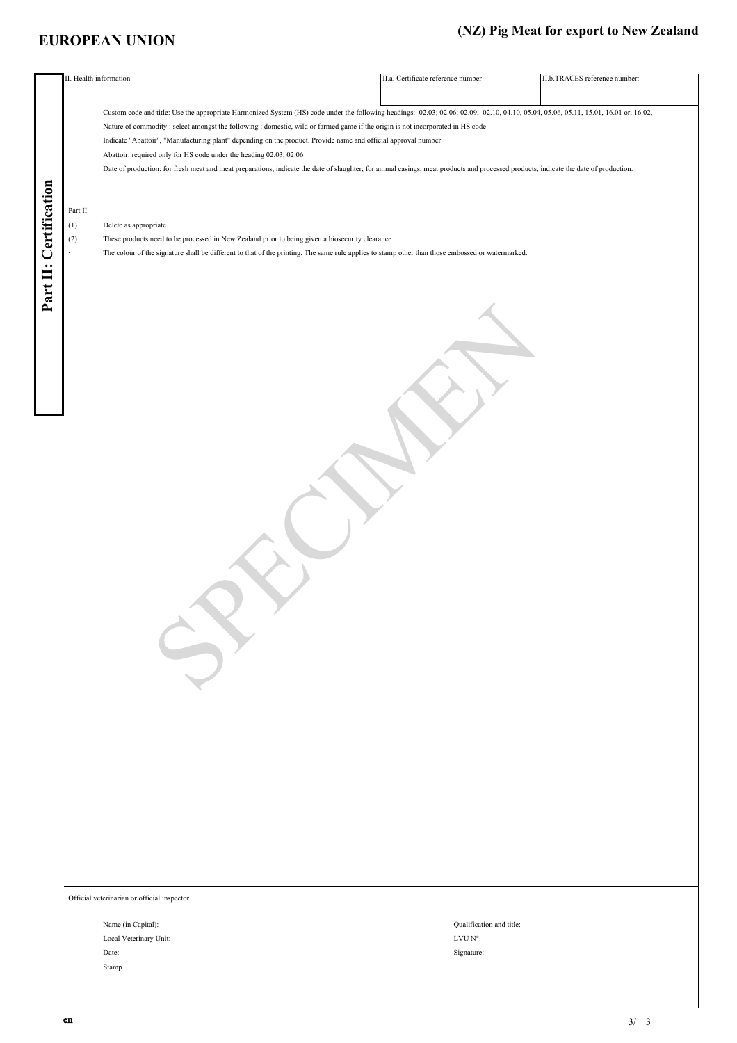# EUROPEAN UNION

## (NZ) Pig Meat for export to New Zealand

**Part II: Certification**

| II. Health information | II.a. Certificate reference number | II.b.TRACES reference number: |
|---|---|---|
| | | |

Custom code and title: Use the appropriate Harmonized System (HS) code under the following headings: 02.03; 02.06; 02.09; 02.10, 04.10, 05.04, 05.06, 05.11, 15.01, 16.01 or, 16.02,

Nature of commodity : select amongst the following : domestic, wild or farmed game if the origin is not incorporated in HS code

Indicate "Abattoir", "Manufacturing plant" depending on the product. Provide name and official approval number

Abattoir: required only for HS code under the heading 02.03, 02.06

Date of production: for fresh meat and meat preparations, indicate the date of slaughter; for animal casings, meat products and processed products, indicate the date of production.

Part II

(1) Delete as appropriate

(2) These products need to be processed in New Zealand prior to being given a biosecurity clearance

. The colour of the signature shall be different to that of the printing. The same rule applies to stamp other than those embossed or watermarked.

SPECIMEN

Official veterinarian or official inspector

Name (in Capital): | Qualification and title:

Local Veterinary Unit: | LVU N°:

Date: | Signature:

Stamp